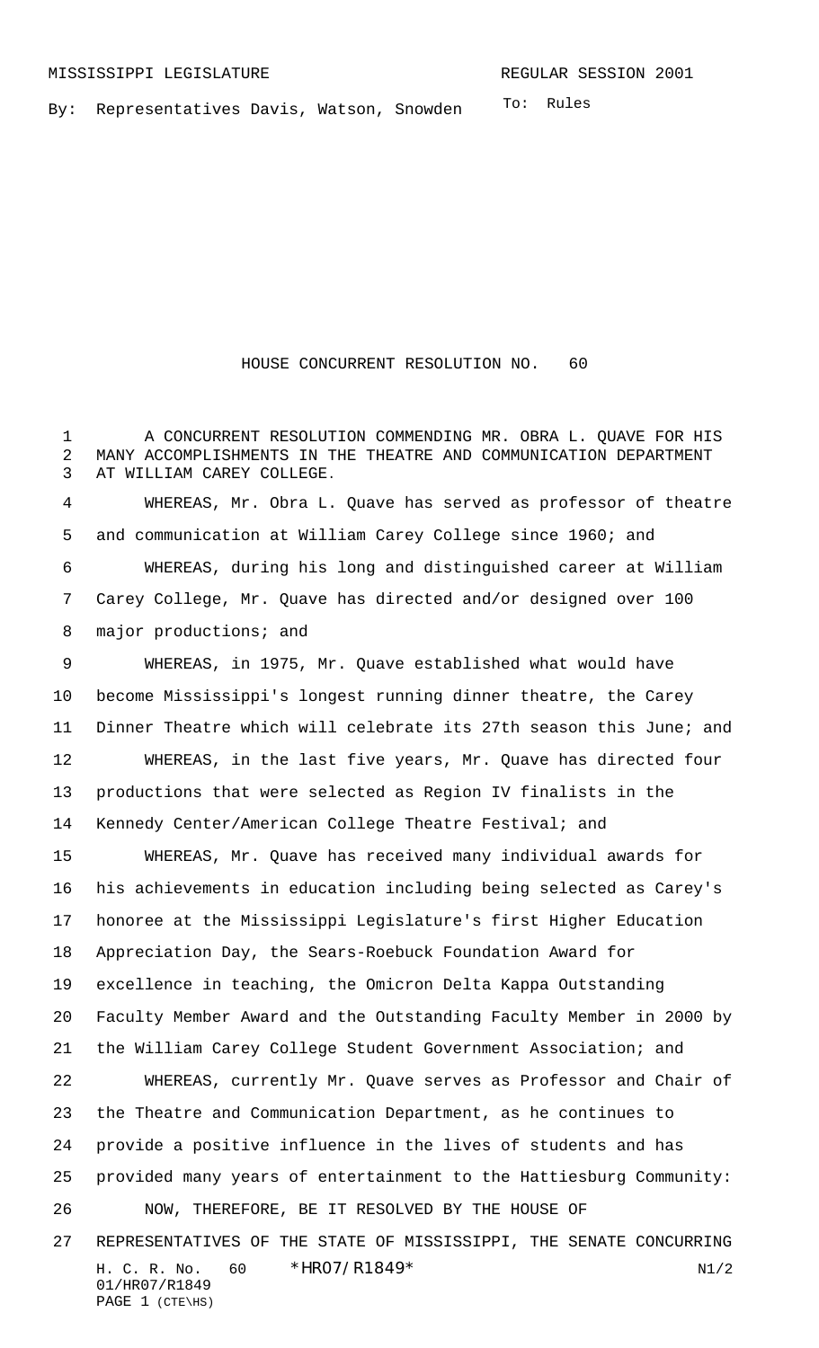MISSISSIPPI LEGISLATURE REGULAR SESSION 2001

By: Representatives Davis, Watson, Snowden

To: Rules

# HOUSE CONCURRENT RESOLUTION NO. 60

A CONCURRENT RESOLUTION COMMENDING MR. OBRA L. QUAVE FOR HIS MANY ACCOMPLISHMENTS IN THE THEATRE AND COMMUNICATION DEPARTMENT AT WILLIAM CAREY COLLEGE.

WHEREAS, Mr. Obra L. Quave has served as professor of theatre and communication at William Carey College since 1960; and

WHEREAS, during his long and distinguished career at William Carey College, Mr. Quave has directed and/or designed over 100 major productions; and

WHEREAS, in 1975, Mr. Quave established what would have become Mississippi's longest running dinner theatre, the Carey Dinner Theatre which will celebrate its 27th season this June; and

WHEREAS, in the last five years, Mr. Quave has directed four productions that were selected as Region IV finalists in the Kennedy Center/American College Theatre Festival; and

WHEREAS, Mr. Quave has received many individual awards for his achievements in education including being selected as Carey's honoree at the Mississippi Legislature's first Higher Education Appreciation Day, the Sears-Roebuck Foundation Award for excellence in teaching, the Omicron Delta Kappa Outstanding Faculty Member Award and the Outstanding Faculty Member in 2000 by the William Carey College Student Government Association; and

WHEREAS, currently Mr. Quave serves as Professor and Chair of the Theatre and Communication Department, as he continues to provide a positive influence in the lives of students and has provided many years of entertainment to the Hattiesburg Community:

NOW, THEREFORE, BE IT RESOLVED BY THE HOUSE OF REPRESENTATIVES OF THE STATE OF MISSISSIPPI, THE SENATE CONCURRING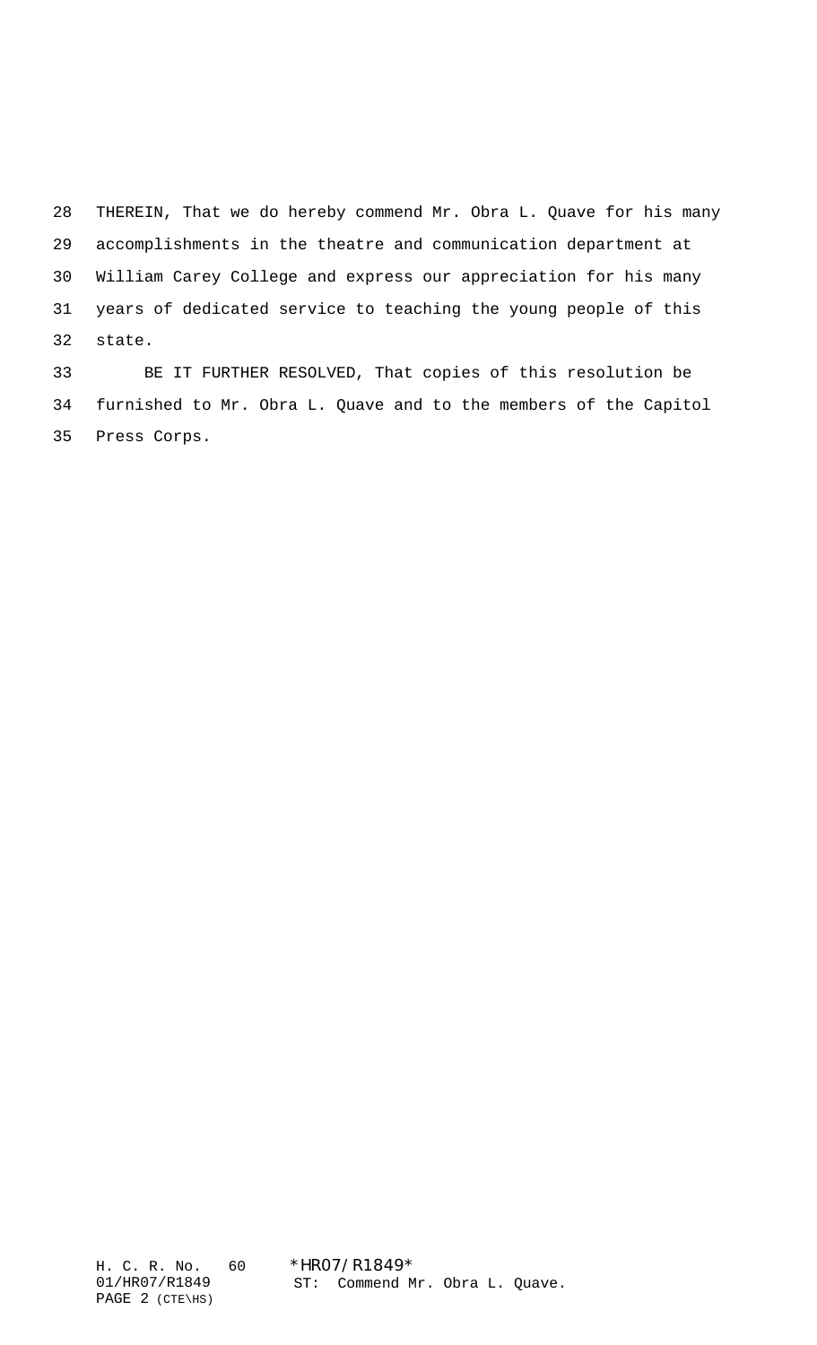THEREIN, That we do hereby commend Mr. Obra L. Quave for his many accomplishments in the theatre and communication department at William Carey College and express our appreciation for his many years of dedicated service to teaching the young people of this state.

BE IT FURTHER RESOLVED, That copies of this resolution be furnished to Mr. Obra L. Quave and to the members of the Capitol Press Corps.